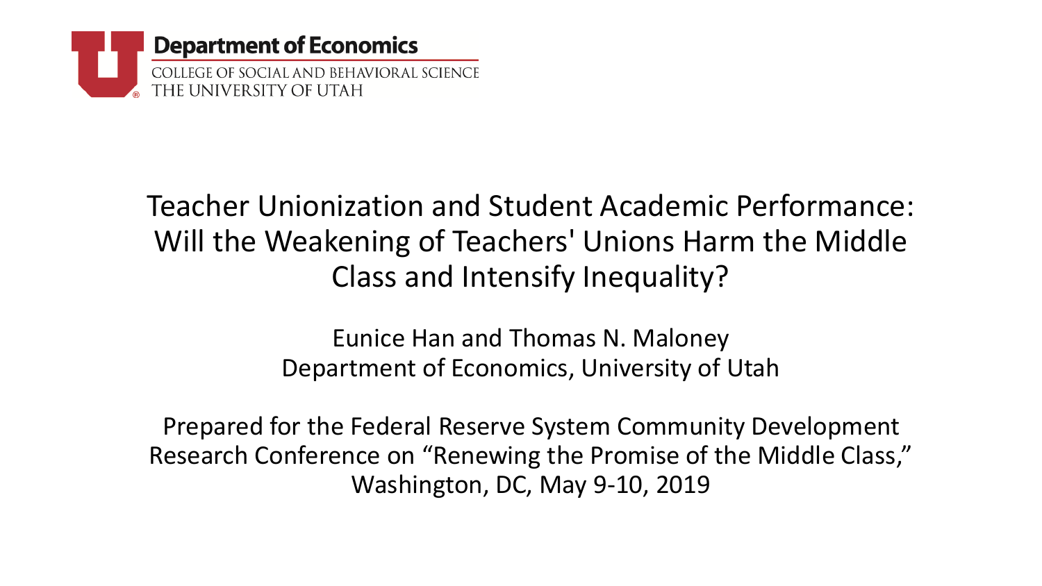**Department of Economics**

COLLEGE OF SOCIAL AND BEHAVIORAL SCIENCE
THE UNIVERSITY OF UTAH

# Teacher Unionization and Student Academic Performance: Will the Weakening of Teachers' Unions Harm the Middle Class and Intensify Inequality?

Eunice Han and Thomas N. Maloney
Department of Economics, University of Utah

Prepared for the Federal Reserve System Community Development Research Conference on "Renewing the Promise of the Middle Class," Washington, DC, May 9-10, 2019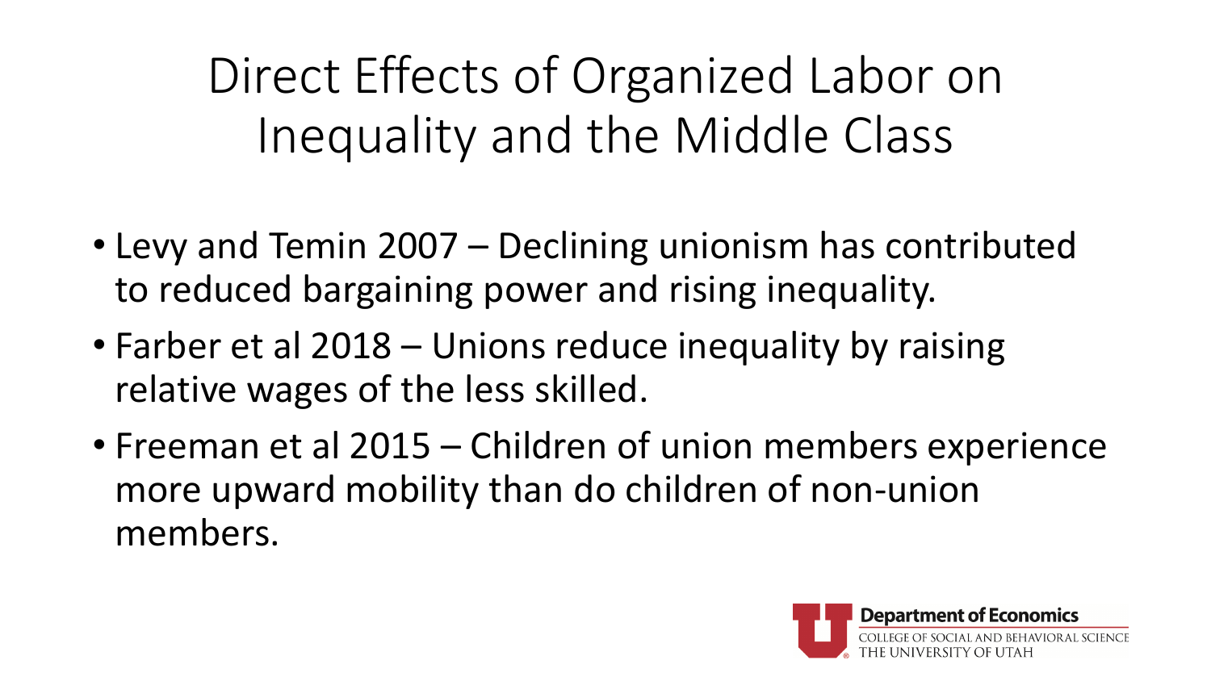# Direct Effects of Organized Labor on Inequality and the Middle Class

- Levy and Temin 2007 – Declining unionism has contributed to reduced bargaining power and rising inequality.
- Farber et al 2018 – Unions reduce inequality by raising relative wages of the less skilled.
- Freeman et al 2015 – Children of union members experience more upward mobility than do children of non-union members.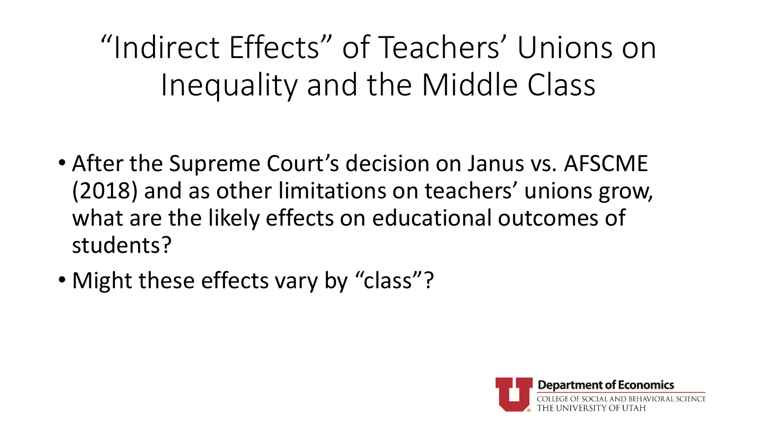# “Indirect Effects” of Teachers’ Unions on Inequality and the Middle Class

- After the Supreme Court’s decision on Janus vs. AFSCME (2018) and as other limitations on teachers’ unions grow, what are the likely effects on educational outcomes of students?
- Might these effects vary by “class”?

Department of Economics
COLLEGE OF SOCIAL AND BEHAVIORAL SCIENCE
THE UNIVERSITY OF UTAH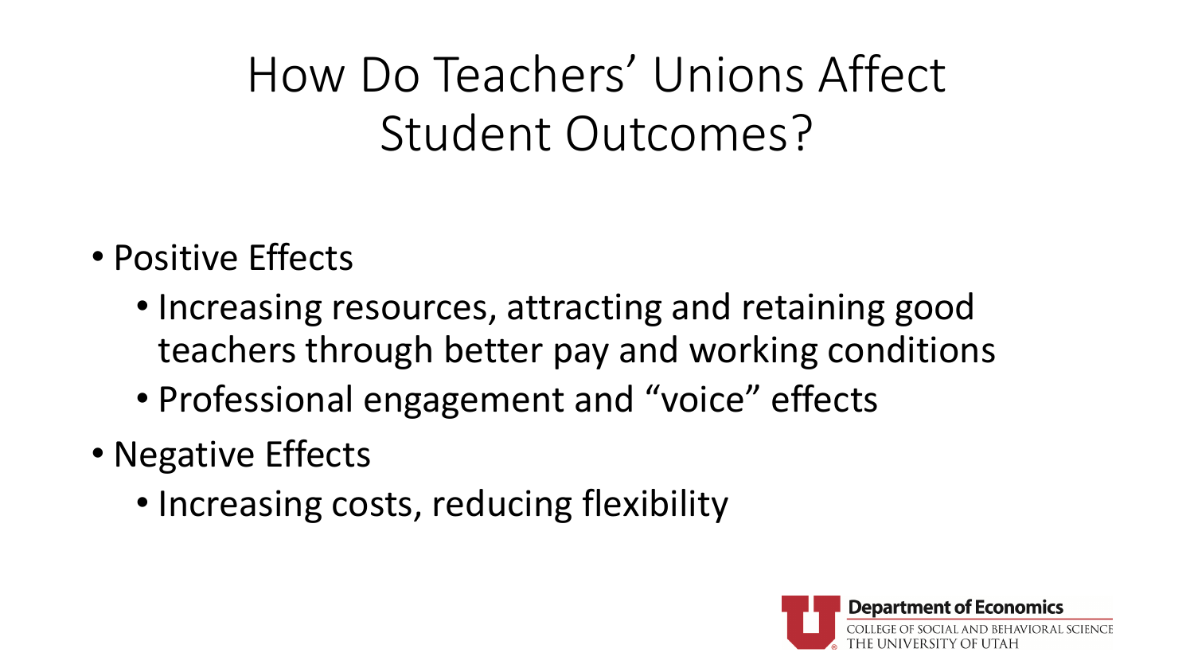# How Do Teachers' Unions Affect Student Outcomes?

- Positive Effects
  - Increasing resources, attracting and retaining good teachers through better pay and working conditions
  - Professional engagement and "voice" effects
- Negative Effects
  - Increasing costs, reducing flexibility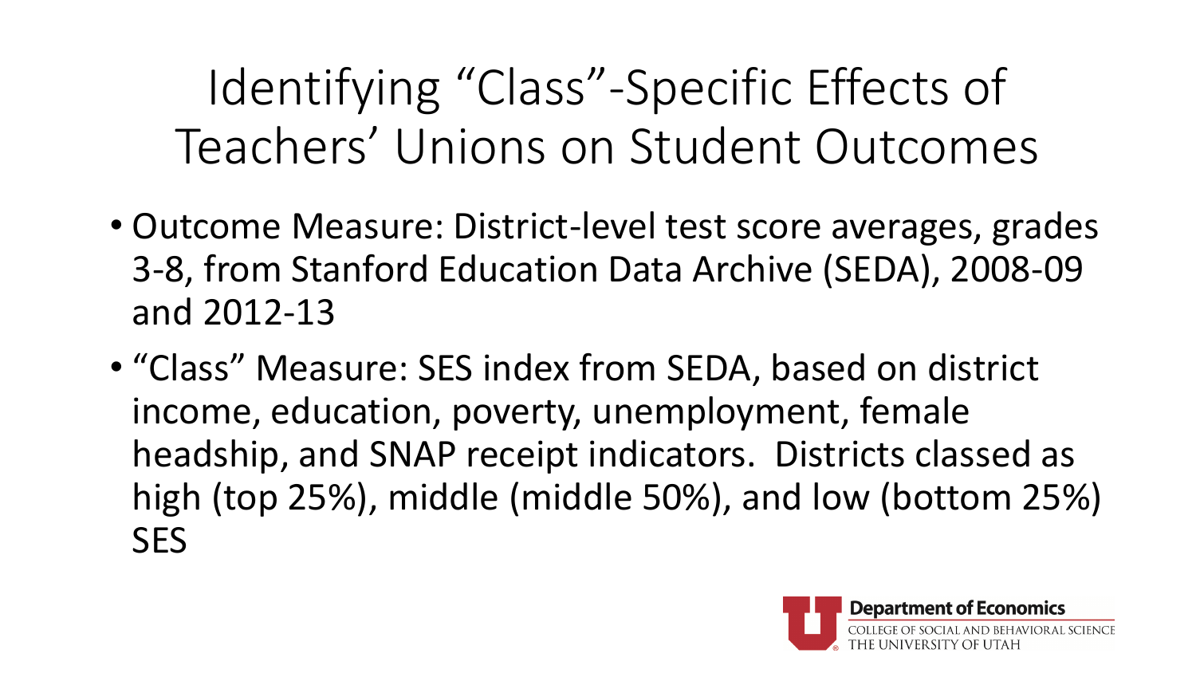# Identifying "Class"-Specific Effects of Teachers' Unions on Student Outcomes

- Outcome Measure: District-level test score averages, grades 3-8, from Stanford Education Data Archive (SEDA), 2008-09 and 2012-13
- "Class" Measure: SES index from SEDA, based on district income, education, poverty, unemployment, female headship, and SNAP receipt indicators. Districts classed as high (top 25%), middle (middle 50%), and low (bottom 25%) SES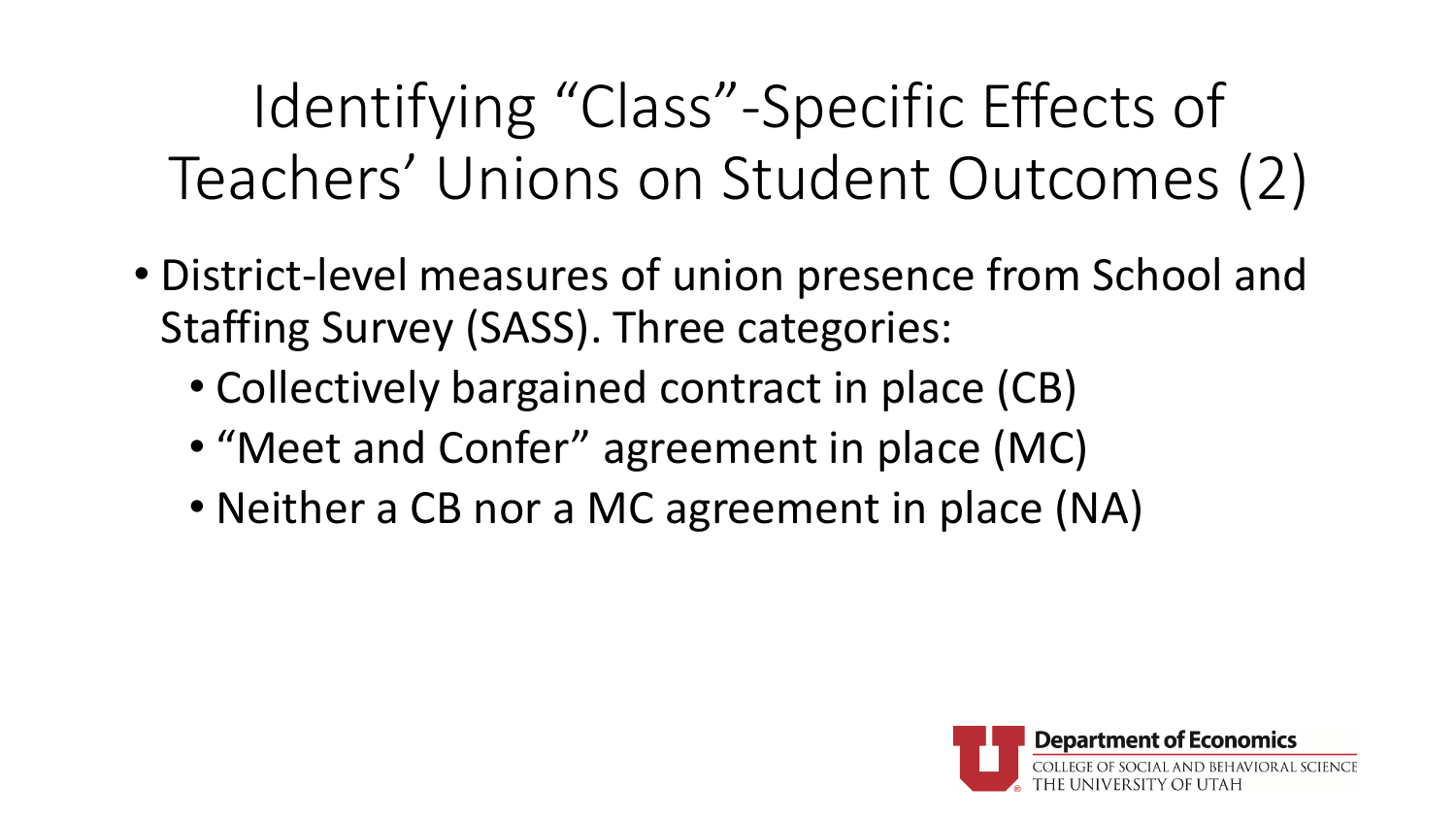# Identifying "Class"-Specific Effects of Teachers' Unions on Student Outcomes (2)

- District-level measures of union presence from School and Staffing Survey (SASS). Three categories:
  - Collectively bargained contract in place (CB)
  - "Meet and Confer" agreement in place (MC)
  - Neither a CB nor a MC agreement in place (NA)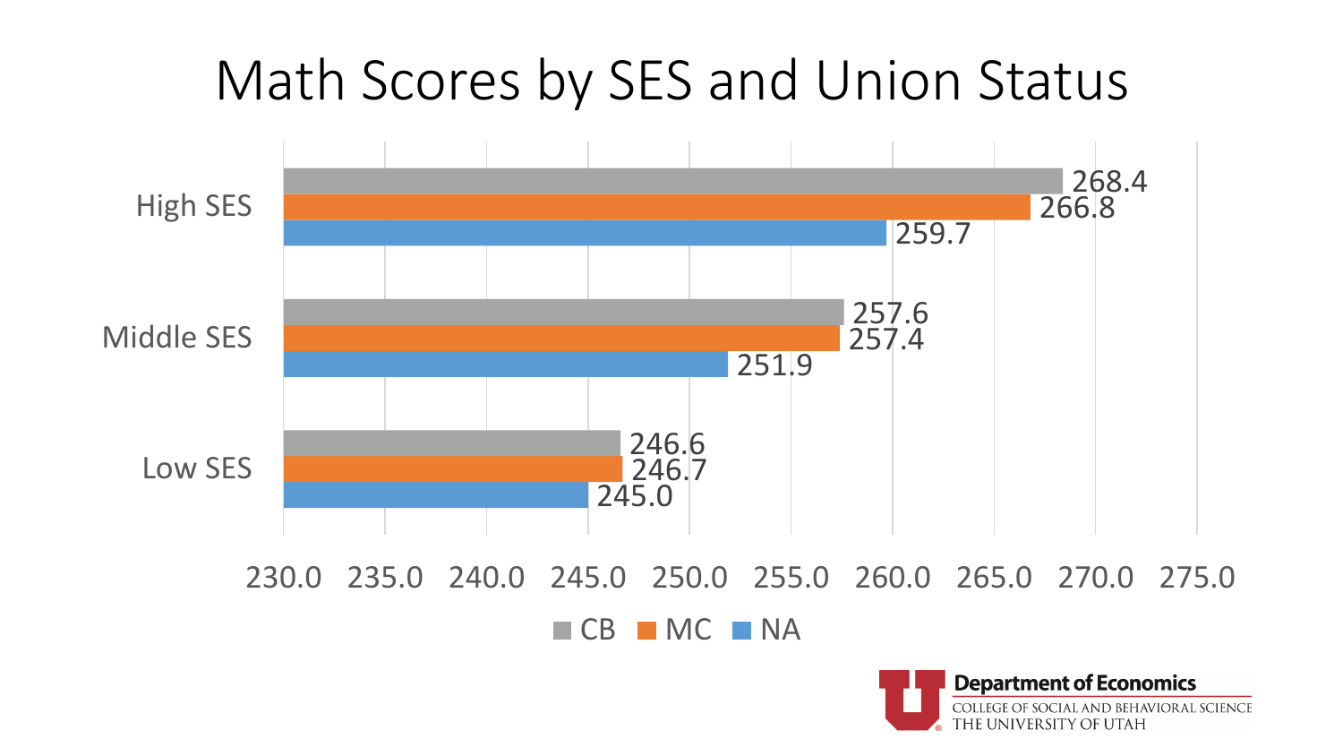# Math Scores by SES and Union Status

| | CB | MC | NA |
|---|---|---|---|
| High SES | 268.4 | 266.8 | 259.7 |
| Middle SES | 257.6 | 257.4 | 251.9 |
| Low SES | 246.6 | 246.7 | 245.0 |

Department of Economics
COLLEGE OF SOCIAL AND BEHAVIORAL SCIENCE
THE UNIVERSITY OF UTAH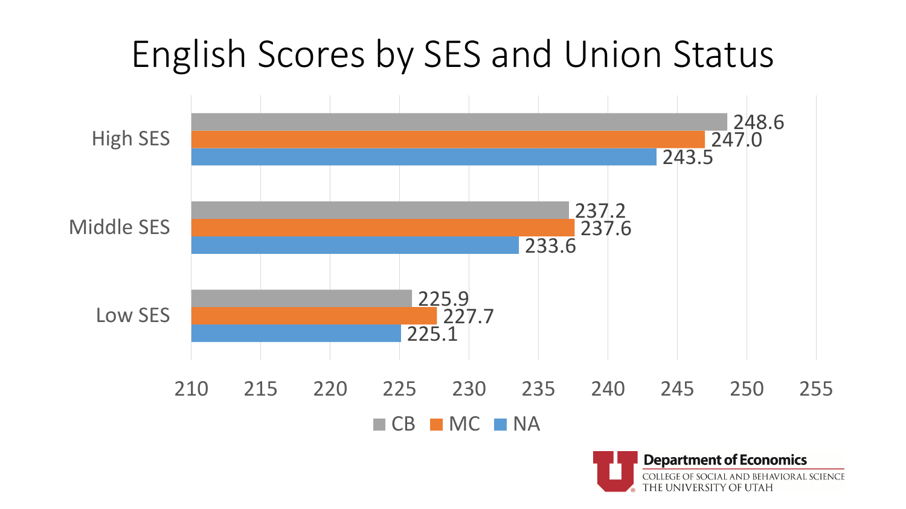# English Scores by SES and Union Status

| | CB | MC | NA |
|---|---|---|---|
| High SES | 248.6 | 247.0 | 243.5 |
| Middle SES | 237.2 | 237.6 | 233.6 |
| Low SES | 225.9 | 227.7 | 225.1 |

Department of Economics
COLLEGE OF SOCIAL AND BEHAVIORAL SCIENCE
THE UNIVERSITY OF UTAH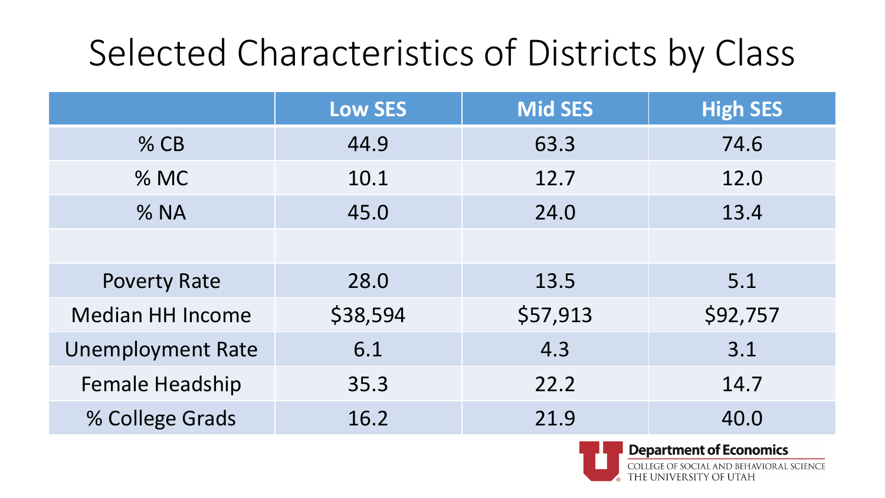# Selected Characteristics of Districts by Class

| | Low SES | Mid SES | High SES |
|---|---|---|---|
| % CB | 44.9 | 63.3 | 74.6 |
| % MC | 10.1 | 12.7 | 12.0 |
| % NA | 45.0 | 24.0 | 13.4 |
| | | | |
| Poverty Rate | 28.0 | 13.5 | 5.1 |
| Median HH Income | $38,594 | $57,913 | $92,757 |
| Unemployment Rate | 6.1 | 4.3 | 3.1 |
| Female Headship | 35.3 | 22.2 | 14.7 |
| % College Grads | 16.2 | 21.9 | 40.0 |

Department of Economics
COLLEGE OF SOCIAL AND BEHAVIORAL SCIENCE
THE UNIVERSITY OF UTAH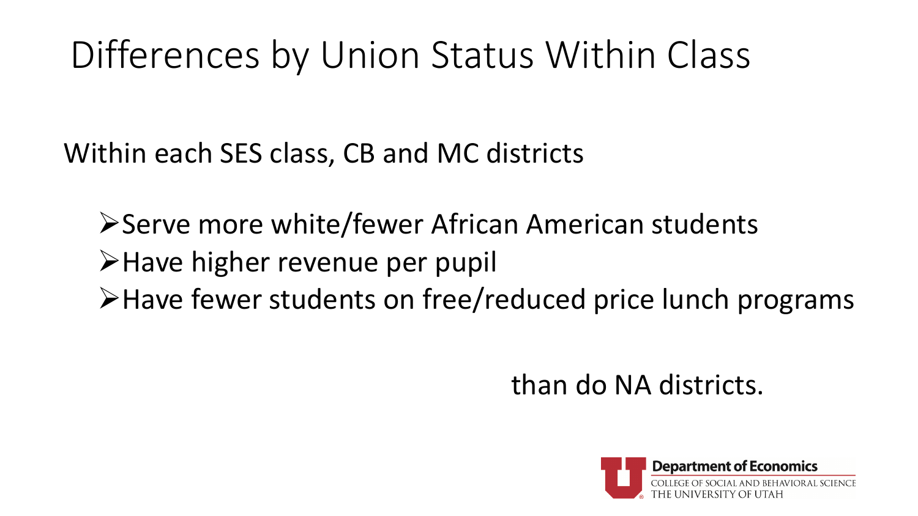# Differences by Union Status Within Class

Within each SES class, CB and MC districts

- Serve more white/fewer African American students
- Have higher revenue per pupil
- Have fewer students on free/reduced price lunch programs

than do NA districts.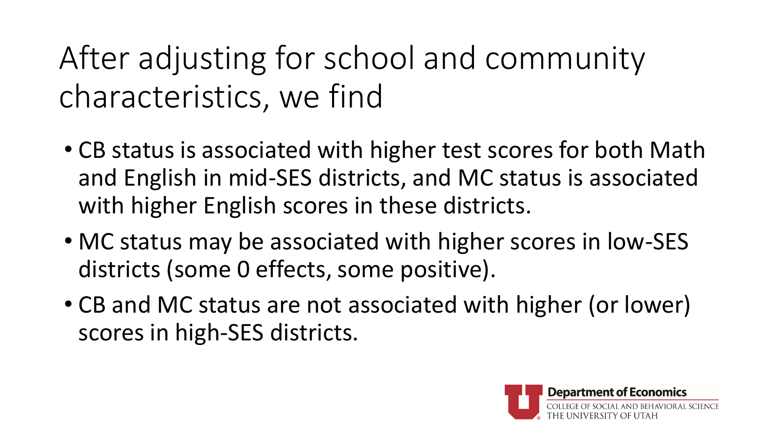# After adjusting for school and community characteristics, we find

- CB status is associated with higher test scores for both Math and English in mid-SES districts, and MC status is associated with higher English scores in these districts.
- MC status may be associated with higher scores in low-SES districts (some 0 effects, some positive).
- CB and MC status are not associated with higher (or lower) scores in high-SES districts.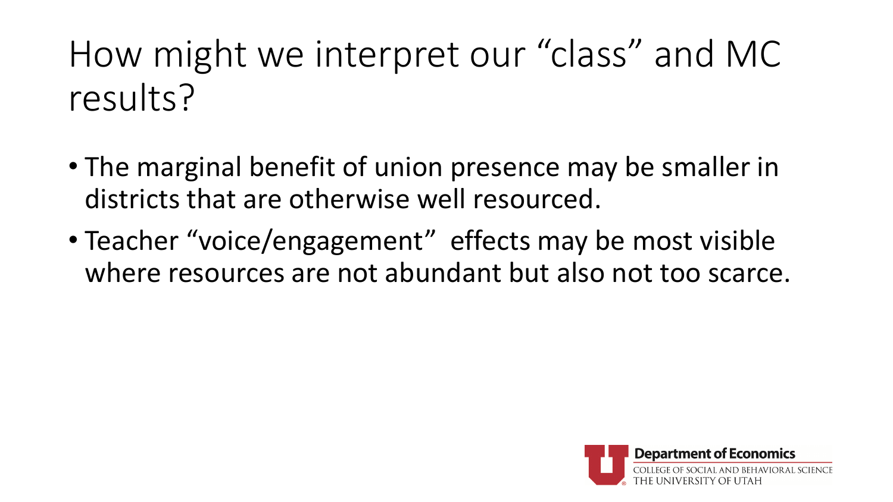# How might we interpret our “class” and MC results?

- The marginal benefit of union presence may be smaller in districts that are otherwise well resourced.
- Teacher “voice/engagement” effects may be most visible where resources are not abundant but also not too scarce.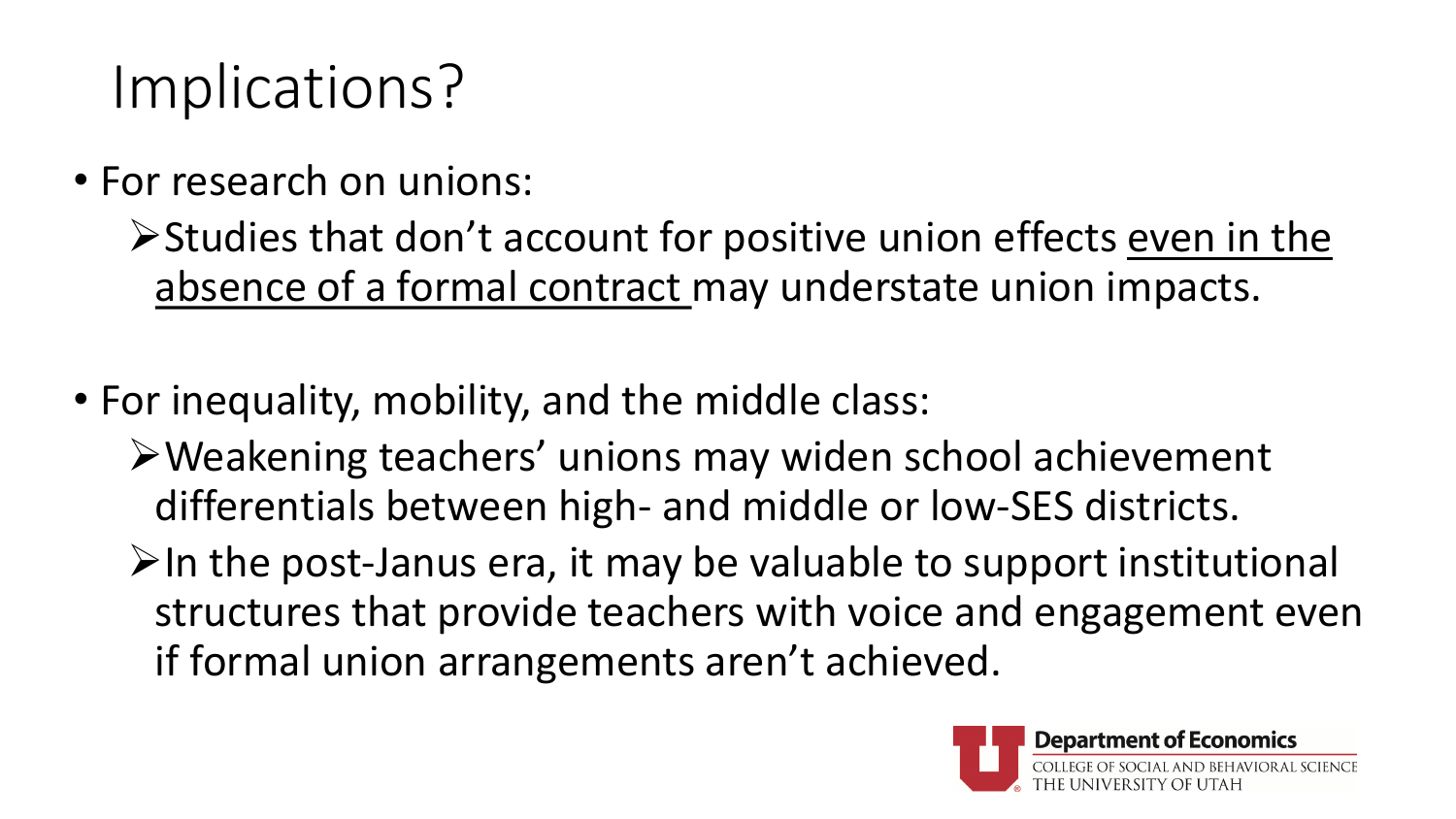# Implications?

- For research on unions:
  - Studies that don't account for positive union effects even in the absence of a formal contract may understate union impacts.

- For inequality, mobility, and the middle class:
  - Weakening teachers' unions may widen school achievement differentials between high- and middle or low-SES districts.
  - In the post-Janus era, it may be valuable to support institutional structures that provide teachers with voice and engagement even if formal union arrangements aren't achieved.

Department of Economics
COLLEGE OF SOCIAL AND BEHAVIORAL SCIENCE
THE UNIVERSITY OF UTAH